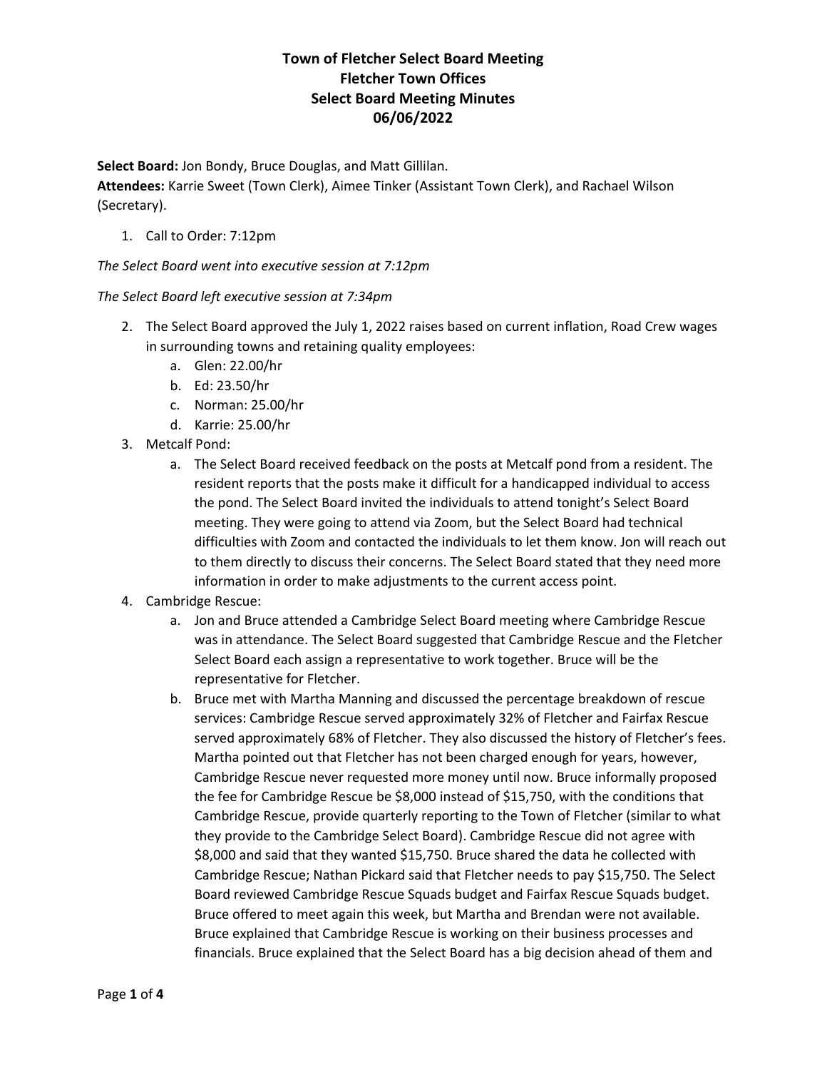**Town of Fletcher Select Board Meeting**
**Fletcher Town Offices**
**Select Board Meeting Minutes**
**06/06/2022**

**Select Board:** Jon Bondy, Bruce Douglas, and Matt Gillilan.
**Attendees:** Karrie Sweet (Town Clerk), Aimee Tinker (Assistant Town Clerk), and Rachael Wilson (Secretary).

1. Call to Order: 7:12pm

*The Select Board went into executive session at 7:12pm*

*The Select Board left executive session at 7:34pm*

2. The Select Board approved the July 1, 2022 raises based on current inflation, Road Crew wages in surrounding towns and retaining quality employees:
   a. Glen: 22.00/hr
   b. Ed: 23.50/hr
   c. Norman: 25.00/hr
   d. Karrie: 25.00/hr
3. Metcalf Pond:
   a. The Select Board received feedback on the posts at Metcalf pond from a resident. The resident reports that the posts make it difficult for a handicapped individual to access the pond. The Select Board invited the individuals to attend tonight's Select Board meeting. They were going to attend via Zoom, but the Select Board had technical difficulties with Zoom and contacted the individuals to let them know. Jon will reach out to them directly to discuss their concerns. The Select Board stated that they need more information in order to make adjustments to the current access point.
4. Cambridge Rescue:
   a. Jon and Bruce attended a Cambridge Select Board meeting where Cambridge Rescue was in attendance. The Select Board suggested that Cambridge Rescue and the Fletcher Select Board each assign a representative to work together. Bruce will be the representative for Fletcher.
   b. Bruce met with Martha Manning and discussed the percentage breakdown of rescue services: Cambridge Rescue served approximately 32% of Fletcher and Fairfax Rescue served approximately 68% of Fletcher. They also discussed the history of Fletcher's fees. Martha pointed out that Fletcher has not been charged enough for years, however, Cambridge Rescue never requested more money until now. Bruce informally proposed the fee for Cambridge Rescue be $8,000 instead of $15,750, with the conditions that Cambridge Rescue, provide quarterly reporting to the Town of Fletcher (similar to what they provide to the Cambridge Select Board). Cambridge Rescue did not agree with $8,000 and said that they wanted $15,750. Bruce shared the data he collected with Cambridge Rescue; Nathan Pickard said that Fletcher needs to pay $15,750. The Select Board reviewed Cambridge Rescue Squads budget and Fairfax Rescue Squads budget. Bruce offered to meet again this week, but Martha and Brendan were not available. Bruce explained that Cambridge Rescue is working on their business processes and financials. Bruce explained that the Select Board has a big decision ahead of them and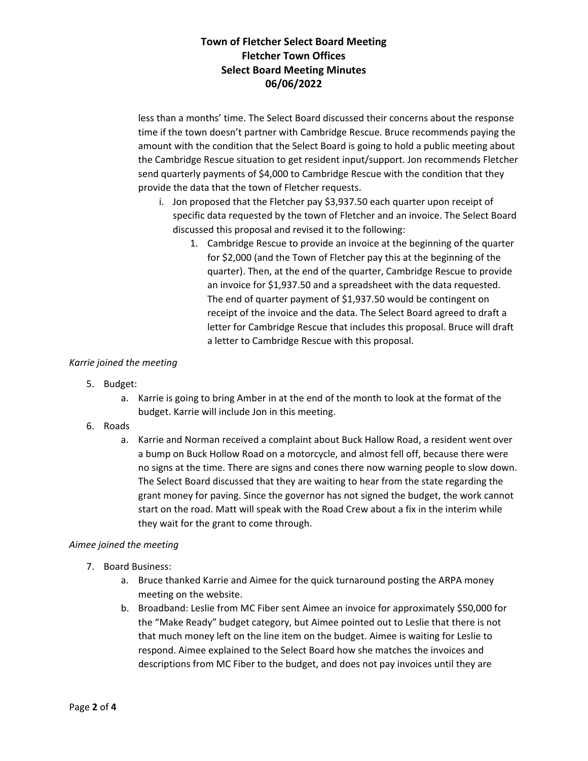less than a months' time. The Select Board discussed their concerns about the response time if the town doesn't partner with Cambridge Rescue. Bruce recommends paying the amount with the condition that the Select Board is going to hold a public meeting about the Cambridge Rescue situation to get resident input/support. Jon recommends Fletcher send quarterly payments of $4,000 to Cambridge Rescue with the condition that they provide the data that the town of Fletcher requests.

i. Jon proposed that the Fletcher pay $3,937.50 each quarter upon receipt of specific data requested by the town of Fletcher and an invoice. The Select Board discussed this proposal and revised it to the following:
   1. Cambridge Rescue to provide an invoice at the beginning of the quarter for $2,000 (and the Town of Fletcher pay this at the beginning of the quarter). Then, at the end of the quarter, Cambridge Rescue to provide an invoice for $1,937.50 and a spreadsheet with the data requested. The end of quarter payment of $1,937.50 would be contingent on receipt of the invoice and the data. The Select Board agreed to draft a letter for Cambridge Rescue that includes this proposal. Bruce will draft a letter to Cambridge Rescue with this proposal.

*Karrie joined the meeting*

5. Budget:
   a. Karrie is going to bring Amber in at the end of the month to look at the format of the budget. Karrie will include Jon in this meeting.
6. Roads
   a. Karrie and Norman received a complaint about Buck Hallow Road, a resident went over a bump on Buck Hollow Road on a motorcycle, and almost fell off, because there were no signs at the time. There are signs and cones there now warning people to slow down. The Select Board discussed that they are waiting to hear from the state regarding the grant money for paving. Since the governor has not signed the budget, the work cannot start on the road. Matt will speak with the Road Crew about a fix in the interim while they wait for the grant to come through.

*Aimee joined the meeting*

7. Board Business:
   a. Bruce thanked Karrie and Aimee for the quick turnaround posting the ARPA money meeting on the website.
   b. Broadband: Leslie from MC Fiber sent Aimee an invoice for approximately $50,000 for the "Make Ready" budget category, but Aimee pointed out to Leslie that there is not that much money left on the line item on the budget. Aimee is waiting for Leslie to respond. Aimee explained to the Select Board how she matches the invoices and descriptions from MC Fiber to the budget, and does not pay invoices until they are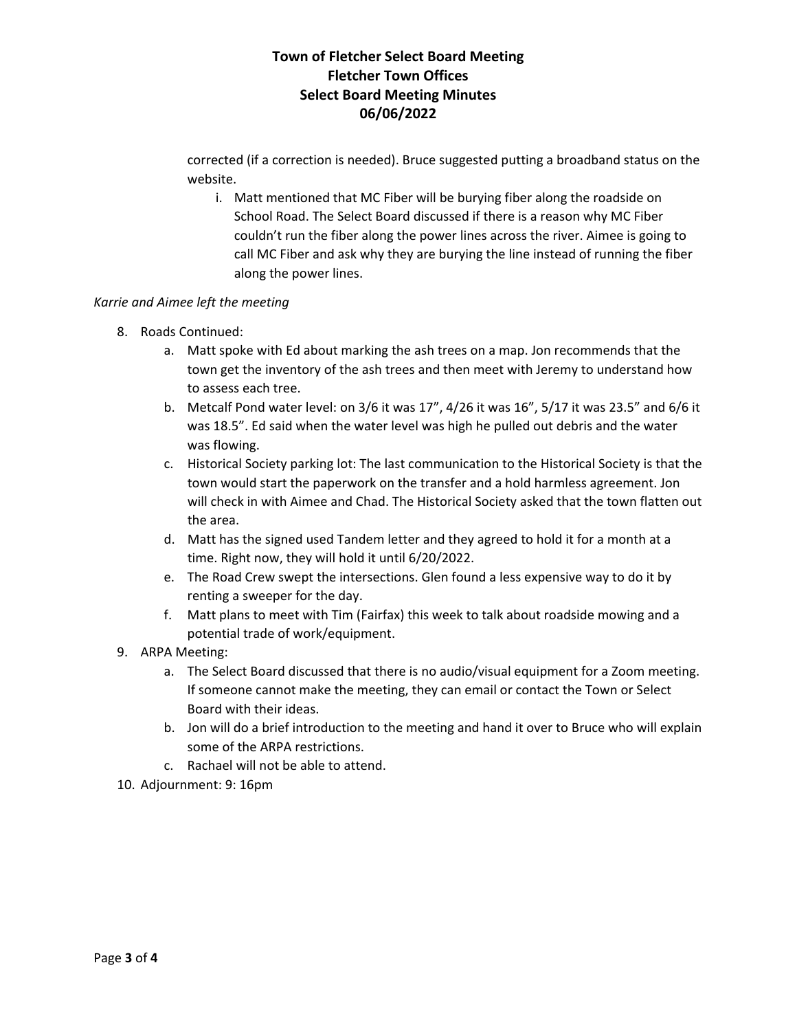corrected (if a correction is needed). Bruce suggested putting a broadband status on the website.

i. Matt mentioned that MC Fiber will be burying fiber along the roadside on School Road. The Select Board discussed if there is a reason why MC Fiber couldn't run the fiber along the power lines across the river. Aimee is going to call MC Fiber and ask why they are burying the line instead of running the fiber along the power lines.

*Karrie and Aimee left the meeting*

8. Roads Continued:
   a. Matt spoke with Ed about marking the ash trees on a map. Jon recommends that the town get the inventory of the ash trees and then meet with Jeremy to understand how to assess each tree.
   b. Metcalf Pond water level: on 3/6 it was 17", 4/26 it was 16", 5/17 it was 23.5" and 6/6 it was 18.5". Ed said when the water level was high he pulled out debris and the water was flowing.
   c. Historical Society parking lot: The last communication to the Historical Society is that the town would start the paperwork on the transfer and a hold harmless agreement. Jon will check in with Aimee and Chad. The Historical Society asked that the town flatten out the area.
   d. Matt has the signed used Tandem letter and they agreed to hold it for a month at a time. Right now, they will hold it until 6/20/2022.
   e. The Road Crew swept the intersections. Glen found a less expensive way to do it by renting a sweeper for the day.
   f. Matt plans to meet with Tim (Fairfax) this week to talk about roadside mowing and a potential trade of work/equipment.
9. ARPA Meeting:
   a. The Select Board discussed that there is no audio/visual equipment for a Zoom meeting. If someone cannot make the meeting, they can email or contact the Town or Select Board with their ideas.
   b. Jon will do a brief introduction to the meeting and hand it over to Bruce who will explain some of the ARPA restrictions.
   c. Rachael will not be able to attend.
10. Adjournment: 9: 16pm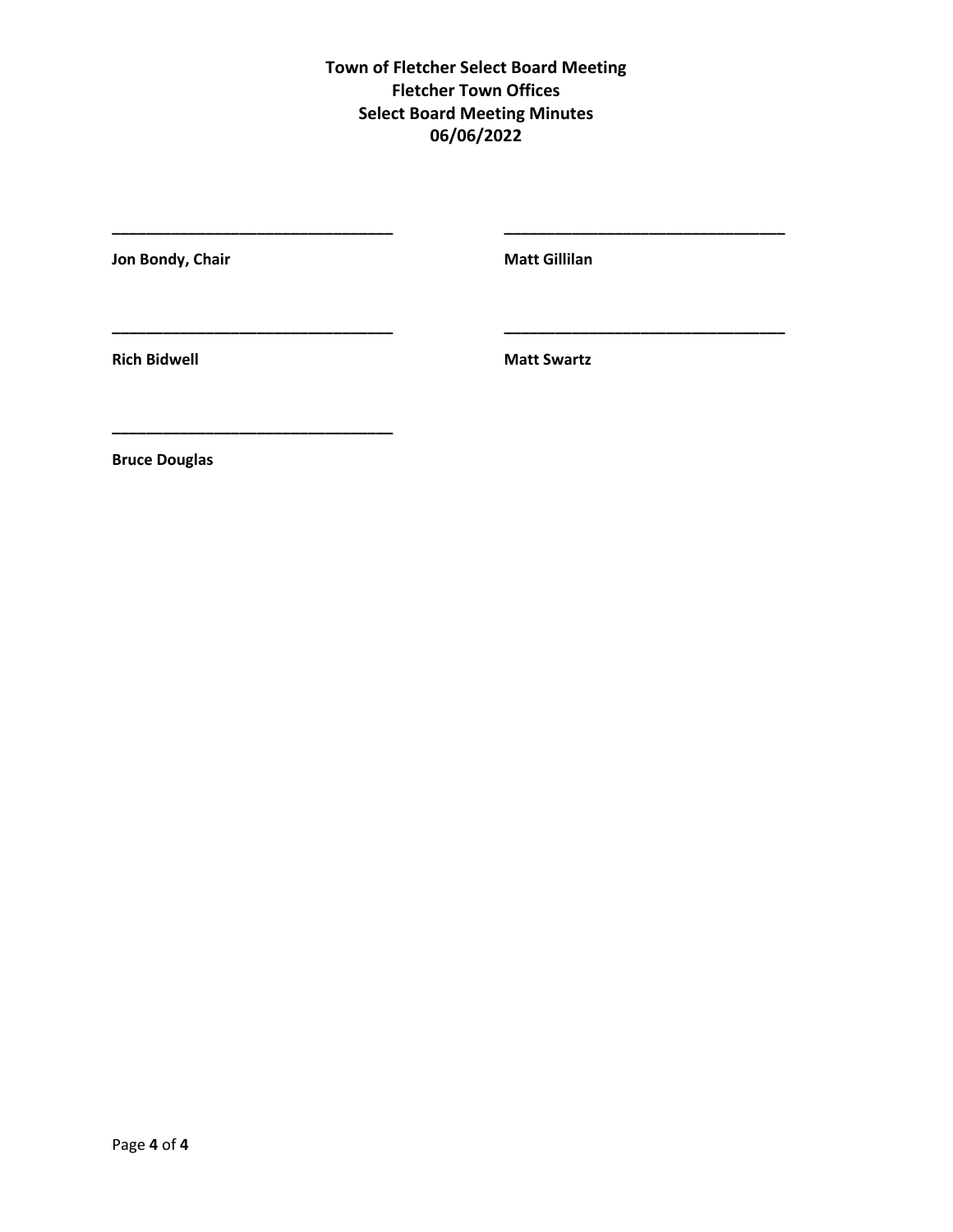**Town of Fletcher Select Board Meeting**
**Fletcher Town Offices**
**Select Board Meeting Minutes**
**06/06/2022**

| | |
|---|---|
| _________________________________ | _________________________________ |
| **Jon Bondy, Chair** | **Matt Gillilan** |
| _________________________________ | _________________________________ |
| **Rich Bidwell** | **Matt Swartz** |
| _________________________________ | |
| **Bruce Douglas** | |